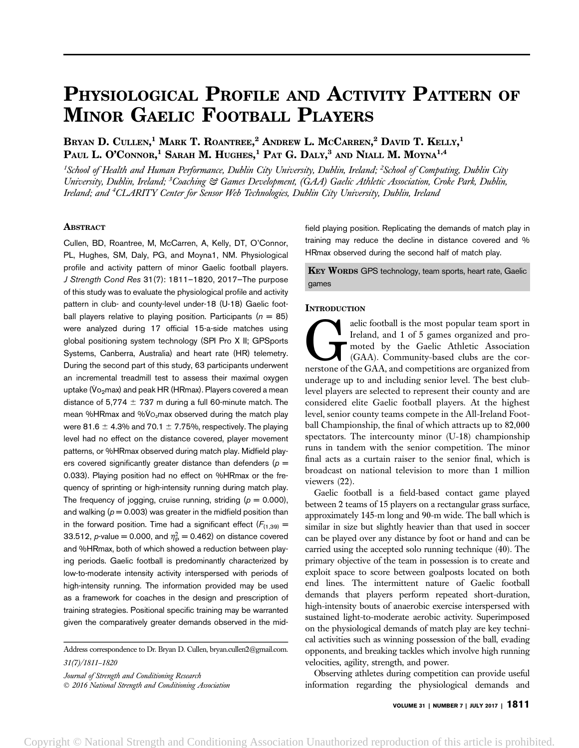# Physiological Profile and Activity Pattern of Minor Gaelic Football Players

**Bryan D. Cullen,[1] Mark T. Roantree,[2] Andrew L. McCarren,[2] David T. Kelly,[1] Paul L. O'Connor,[1] Sarah M. Hughes,[1] Pat G. Daly,[3] and Niall M. Moyna[1,4]**

*[1]School of Health and Human Performance, Dublin City University, Dublin, Ireland; [2]School of Computing, Dublin City University, Dublin, Ireland; [3]Coaching & Games Development, (GAA) Gaelic Athletic Association, Croke Park, Dublin, Ireland; and [4]CLARITY Center for Sensor Web Technologies, Dublin City University, Dublin, Ireland*

## Abstract

Cullen, BD, Roantree, M, McCarren, A, Kelly, DT, O'Connor, PL, Hughes, SM, Daly, PG, and Moyna1, NM. Physiological profile and activity pattern of minor Gaelic football players. *J Strength Cond Res* 31(7): 1811–1820, 2017—The purpose of this study was to evaluate the physiological profile and activity pattern in club- and county-level under-18 (U-18) Gaelic football players relative to playing position. Participants ($n = 85$) were analyzed during 17 official 15-a-side matches using global positioning system technology (SPI Pro X II; GPSports Systems, Canberra, Australia) and heart rate (HR) telemetry. During the second part of this study, 63 participants underwent an incremental treadmill test to assess their maximal oxygen uptake ($\dot{V}O_2$max) and peak HR (HRmax). Players covered a mean distance of 5,774 ± 737 m during a full 60-minute match. The mean %HRmax and %$\dot{V}O_2$max observed during the match play were 81.6 ± 4.3% and 70.1 ± 7.75%, respectively. The playing level had no effect on the distance covered, player movement patterns, or %HRmax observed during match play. Midfield players covered significantly greater distance than defenders ($p = 0.033$). Playing position had no effect on %HRmax or the frequency of sprinting or high-intensity running during match play. The frequency of jogging, cruise running, striding ($p = 0.000$), and walking ($p = 0.003$) was greater in the midfield position than in the forward position. Time had a significant effect ($F_{(1,39)} = 33.512$, $p$-value = 0.000, and $\eta_P^2 = 0.462$) on distance covered and %HRmax, both of which showed a reduction between playing periods. Gaelic football is predominantly characterized by low-to-moderate intensity activity interspersed with periods of high-intensity running. The information provided may be used as a framework for coaches in the design and prescription of training strategies. Positional specific training may be warranted given the comparatively greater demands observed in the midfield playing position. Replicating the demands of match play in training may reduce the decline in distance covered and %HRmax observed during the second half of match play.

**Key Words** GPS technology, team sports, heart rate, Gaelic games

## Introduction

Gaelic football is the most popular team sport in Ireland, and 1 of 5 games organized and promoted by the Gaelic Athletic Association (GAA). Community-based clubs are the cornerstone of the GAA, and competitions are organized from underage up to and including senior level. The best club-level players are selected to represent their county and are considered elite Gaelic football players. At the highest level, senior county teams compete in the All-Ireland Football Championship, the final of which attracts up to 82,000 spectators. The intercounty minor (U-18) championship runs in tandem with the senior competition. The minor final acts as a curtain raiser to the senior final, which is broadcast on national television to more than 1 million viewers (22).

Gaelic football is a field-based contact game played between 2 teams of 15 players on a rectangular grass surface, approximately 145-m long and 90-m wide. The ball which is similar in size but slightly heavier than that used in soccer can be played over any distance by foot or hand and can be carried using the accepted solo running technique (40). The primary objective of the team in possession is to create and exploit space to score between goalposts located on both end lines. The intermittent nature of Gaelic football demands that players perform repeated short-duration, high-intensity bouts of anaerobic exercise interspersed with sustained light-to-moderate aerobic activity. Superimposed on the physiological demands of match play are key technical activities such as winning possession of the ball, evading opponents, and breaking tackles which involve high running velocities, agility, strength, and power.

Observing athletes during competition can provide useful information regarding the physiological demands and

Address correspondence to Dr. Bryan D. Cullen, bryan.cullen2@gmail.com.

31(7)/1811–1820

*Journal of Strength and Conditioning Research*
© 2016 National Strength and Conditioning Association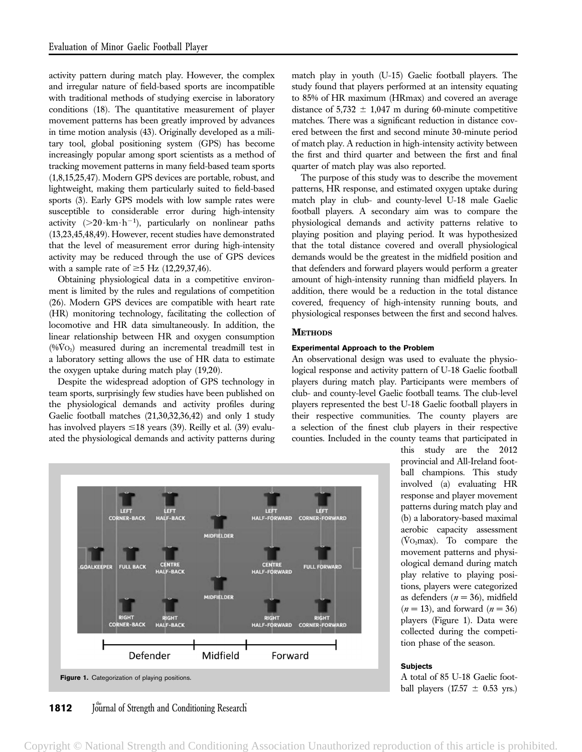activity pattern during match play. However, the complex and irregular nature of field-based sports are incompatible with traditional methods of studying exercise in laboratory conditions (18). The quantitative measurement of player movement patterns has been greatly improved by advances in time motion analysis (43). Originally developed as a military tool, global positioning system (GPS) has become increasingly popular among sport scientists as a method of tracking movement patterns in many field-based team sports (1,8,15,25,47). Modern GPS devices are portable, robust, and lightweight, making them particularly suited to field-based sports (3). Early GPS models with low sample rates were susceptible to considerable error during high-intensity activity ($>20 \cdot \text{km} \cdot \text{h}^{-1}$), particularly on nonlinear paths (13,23,45,48,49). However, recent studies have demonstrated that the level of measurement error during high-intensity activity may be reduced through the use of GPS devices with a sample rate of $\geq 5$ Hz (12,29,37,46).

Obtaining physiological data in a competitive environment is limited by the rules and regulations of competition (26). Modern GPS devices are compatible with heart rate (HR) monitoring technology, facilitating the collection of locomotive and HR data simultaneously. In addition, the linear relationship between HR and oxygen consumption (%$\dot{V}O_2$) measured during an incremental treadmill test in a laboratory setting allows the use of HR data to estimate the oxygen uptake during match play (19,20).

Despite the widespread adoption of GPS technology in team sports, surprisingly few studies have been published on the physiological demands and activity profiles during Gaelic football matches (21,30,32,36,42) and only 1 study has involved players $\leq 18$ years (39). Reilly et al. (39) evaluated the physiological demands and activity patterns during match play in youth (U-15) Gaelic football players. The study found that players performed at an intensity equating to 85% of HR maximum (HRmax) and covered an average distance of $5{,}732 \pm 1{,}047$ m during 60-minute competitive matches. There was a significant reduction in distance covered between the first and second minute 30-minute period of match play. A reduction in high-intensity activity between the first and third quarter and between the first and final quarter of match play was also reported.

The purpose of this study was to describe the movement patterns, HR response, and estimated oxygen uptake during match play in club- and county-level U-18 male Gaelic football players. A secondary aim was to compare the physiological demands and activity patterns relative to playing position and playing period. It was hypothesized that the total distance covered and overall physiological demands would be the greatest in the midfield position and that defenders and forward players would perform a greater amount of high-intensity running than midfield players. In addition, there would be a reduction in the total distance covered, frequency of high-intensity running bouts, and physiological responses between the first and second halves.

## Methods

### Experimental Approach to the Problem

An observational design was used to evaluate the physiological response and activity pattern of U-18 Gaelic football players during match play. Participants were members of club- and county-level Gaelic football teams. The club-level players represented the best U-18 Gaelic football players in their respective communities. The county players are a selection of the finest club players in their respective counties. Included in the county teams that participated in this study are the 2012 provincial and All-Ireland football champions. This study involved (a) evaluating HR response and player movement patterns during match play and (b) a laboratory-based maximal aerobic capacity assessment ($\dot{V}O_2$max). To compare the movement patterns and physiological demand during match play relative to playing positions, players were categorized as defenders ($n = 36$), midfield ($n = 13$), and forward ($n = 36$) players (Figure 1). Data were collected during the competition phase of the season.

Figure 1. Categorization of playing positions.

### Subjects

A total of 85 U-18 Gaelic football players ($17.57 \pm 0.53$ yrs.)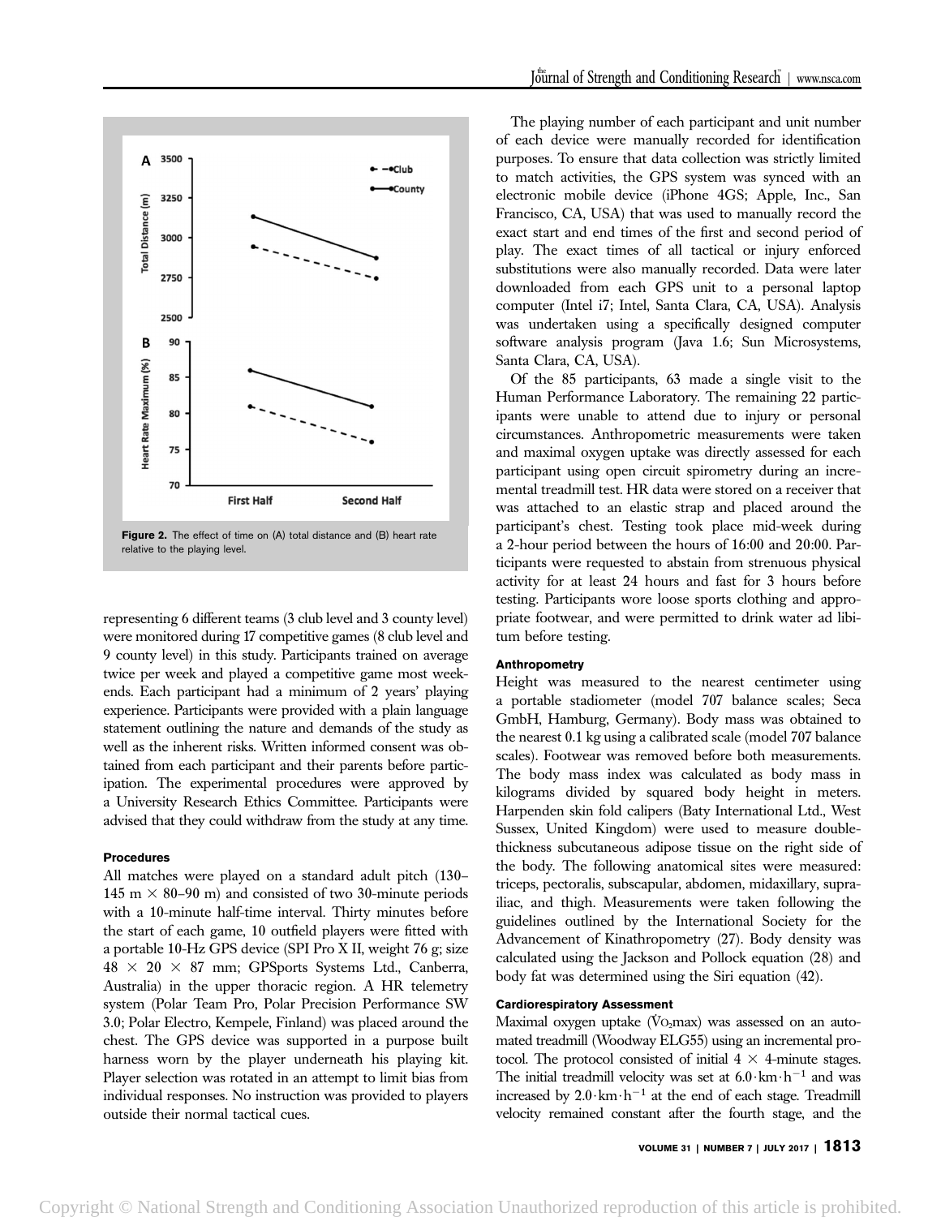Figure 2. The effect of time on (A) total distance and (B) heart rate relative to the playing level.

representing 6 different teams (3 club level and 3 county level) were monitored during 17 competitive games (8 club level and 9 county level) in this study. Participants trained on average twice per week and played a competitive game most weekends. Each participant had a minimum of 2 years' playing experience. Participants were provided with a plain language statement outlining the nature and demands of the study as well as the inherent risks. Written informed consent was obtained from each participant and their parents before participation. The experimental procedures were approved by a University Research Ethics Committee. Participants were advised that they could withdraw from the study at any time.

### Procedures

All matches were played on a standard adult pitch (130–145 m × 80–90 m) and consisted of two 30-minute periods with a 10-minute half-time interval. Thirty minutes before the start of each game, 10 outfield players were fitted with a portable 10-Hz GPS device (SPI Pro X II, weight 76 g; size 48 × 20 × 87 mm; GPSports Systems Ltd., Canberra, Australia) in the upper thoracic region. A HR telemetry system (Polar Team Pro, Polar Precision Performance SW 3.0; Polar Electro, Kempele, Finland) was placed around the chest. The GPS device was supported in a purpose built harness worn by the player underneath his playing kit. Player selection was rotated in an attempt to limit bias from individual responses. No instruction was provided to players outside their normal tactical cues.

The playing number of each participant and unit number of each device were manually recorded for identification purposes. To ensure that data collection was strictly limited to match activities, the GPS system was synced with an electronic mobile device (iPhone 4GS; Apple, Inc., San Francisco, CA, USA) that was used to manually record the exact start and end times of the first and second period of play. The exact times of all tactical or injury enforced substitutions were also manually recorded. Data were later downloaded from each GPS unit to a personal laptop computer (Intel i7; Intel, Santa Clara, CA, USA). Analysis was undertaken using a specifically designed computer software analysis program (Java 1.6; Sun Microsystems, Santa Clara, CA, USA).

Of the 85 participants, 63 made a single visit to the Human Performance Laboratory. The remaining 22 participants were unable to attend due to injury or personal circumstances. Anthropometric measurements were taken and maximal oxygen uptake was directly assessed for each participant using open circuit spirometry during an incremental treadmill test. HR data were stored on a receiver that was attached to an elastic strap and placed around the participant's chest. Testing took place mid-week during a 2-hour period between the hours of 16:00 and 20:00. Participants were requested to abstain from strenuous physical activity for at least 24 hours and fast for 3 hours before testing. Participants wore loose sports clothing and appropriate footwear, and were permitted to drink water ad libitum before testing.

### Anthropometry

Height was measured to the nearest centimeter using a portable stadiometer (model 707 balance scales; Seca GmbH, Hamburg, Germany). Body mass was obtained to the nearest 0.1 kg using a calibrated scale (model 707 balance scales). Footwear was removed before both measurements. The body mass index was calculated as body mass in kilograms divided by squared body height in meters. Harpenden skin fold calipers (Baty International Ltd., West Sussex, United Kingdom) were used to measure double-thickness subcutaneous adipose tissue on the right side of the body. The following anatomical sites were measured: triceps, pectoralis, subscapular, abdomen, midaxillary, suprailiac, and thigh. Measurements were taken following the guidelines outlined by the International Society for the Advancement of Kinathropometry (27). Body density was calculated using the Jackson and Pollock equation (28) and body fat was determined using the Siri equation (42).

### Cardiorespiratory Assessment

Maximal oxygen uptake ($\dot{V}O_2$max) was assessed on an automated treadmill (Woodway ELG55) using an incremental protocol. The protocol consisted of initial 4 × 4-minute stages. The initial treadmill velocity was set at $6.0 \cdot km \cdot h^{-1}$ and was increased by $2.0 \cdot km \cdot h^{-1}$ at the end of each stage. Treadmill velocity remained constant after the fourth stage, and the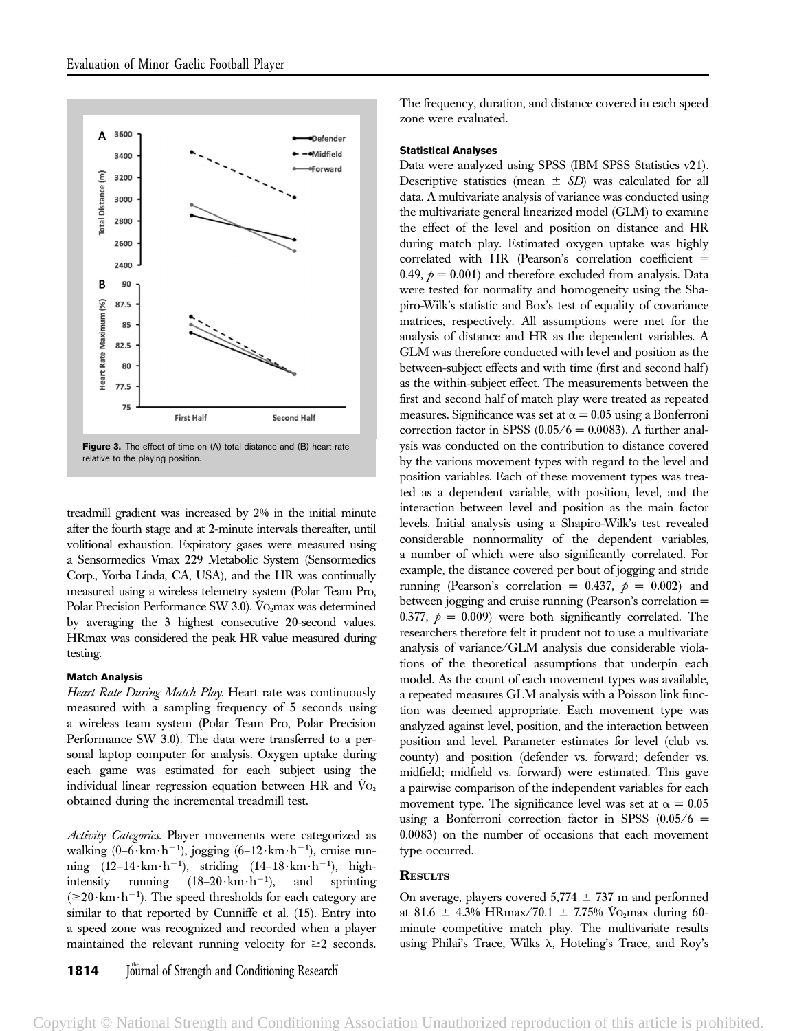Figure 3. The effect of time on (A) total distance and (B) heart rate relative to the playing position.

treadmill gradient was increased by 2% in the initial minute after the fourth stage and at 2-minute intervals thereafter, until volitional exhaustion. Expiratory gases were measured using a Sensormedics Vmax 229 Metabolic System (Sensormedics Corp., Yorba Linda, CA, USA), and the HR was continually measured using a wireless telemetry system (Polar Team Pro, Polar Precision Performance SW 3.0). $\dot{V}O_2$max was determined by averaging the 3 highest consecutive 20-second values. HRmax was considered the peak HR value measured during testing.

### Match Analysis

*Heart Rate During Match Play.* Heart rate was continuously measured with a sampling frequency of 5 seconds using a wireless team system (Polar Team Pro, Polar Precision Performance SW 3.0). The data were transferred to a personal laptop computer for analysis. Oxygen uptake during each game was estimated for each subject using the individual linear regression equation between HR and $\dot{V}O_2$ obtained during the incremental treadmill test.

*Activity Categories.* Player movements were categorized as walking (0–6 $\cdot$ km $\cdot$ h$^{-1}$), jogging (6–12 $\cdot$ km $\cdot$ h$^{-1}$), cruise running (12–14 $\cdot$ km $\cdot$ h$^{-1}$), striding (14–18 $\cdot$ km $\cdot$ h$^{-1}$), high-intensity running (18–20 $\cdot$ km $\cdot$ h$^{-1}$), and sprinting ($\geq$20 $\cdot$ km $\cdot$ h$^{-1}$). The speed thresholds for each category are similar to that reported by Cunniffe et al. (15). Entry into a speed zone was recognized and recorded when a player maintained the relevant running velocity for $\geq$2 seconds. The frequency, duration, and distance covered in each speed zone were evaluated.

### Statistical Analyses

Data were analyzed using SPSS (IBM SPSS Statistics v21). Descriptive statistics (mean $\pm$ *SD*) was calculated for all data. A multivariate analysis of variance was conducted using the multivariate general linearized model (GLM) to examine the effect of the level and position on distance and HR during match play. Estimated oxygen uptake was highly correlated with HR (Pearson's correlation coefficient = 0.49, $p = 0.001$) and therefore excluded from analysis. Data were tested for normality and homogeneity using the Shapiro-Wilk's statistic and Box's test of equality of covariance matrices, respectively. All assumptions were met for the analysis of distance and HR as the dependent variables. A GLM was therefore conducted with level and position as the between-subject effects and with time (first and second half) as the within-subject effect. The measurements between the first and second half of match play were treated as repeated measures. Significance was set at $\alpha = 0.05$ using a Bonferroni correction factor in SPSS (0.05/6 = 0.0083). A further analysis was conducted on the contribution to distance covered by the various movement types with regard to the level and position variables. Each of these movement types was treated as a dependent variable, with position, level, and the interaction between level and position as the main factor levels. Initial analysis using a Shapiro-Wilk's test revealed considerable nonnormality of the dependent variables, a number of which were also significantly correlated. For example, the distance covered per bout of jogging and stride running (Pearson's correlation = 0.437, $p = 0.002$) and between jogging and cruise running (Pearson's correlation = 0.377, $p = 0.009$) were both significantly correlated. The researchers therefore felt it prudent not to use a multivariate analysis of variance/GLM analysis due considerable violations of the theoretical assumptions that underpin each model. As the count of each movement types was available, a repeated measures GLM analysis with a Poisson link function was deemed appropriate. Each movement type was analyzed against level, position, and the interaction between position and level. Parameter estimates for level (club vs. county) and position (defender vs. forward; defender vs. midfield; midfield vs. forward) were estimated. This gave a pairwise comparison of the independent variables for each movement type. The significance level was set at $\alpha = 0.05$ using a Bonferroni correction factor in SPSS (0.05/6 = 0.0083) on the number of occasions that each movement type occurred.

## Results

On average, players covered 5,774 $\pm$ 737 m and performed at 81.6 $\pm$ 4.3% HRmax/70.1 $\pm$ 7.75% $\dot{V}O_2$max during 60-minute competitive match play. The multivariate results using Philai's Trace, Wilks $\lambda$, Hoteling's Trace, and Roy's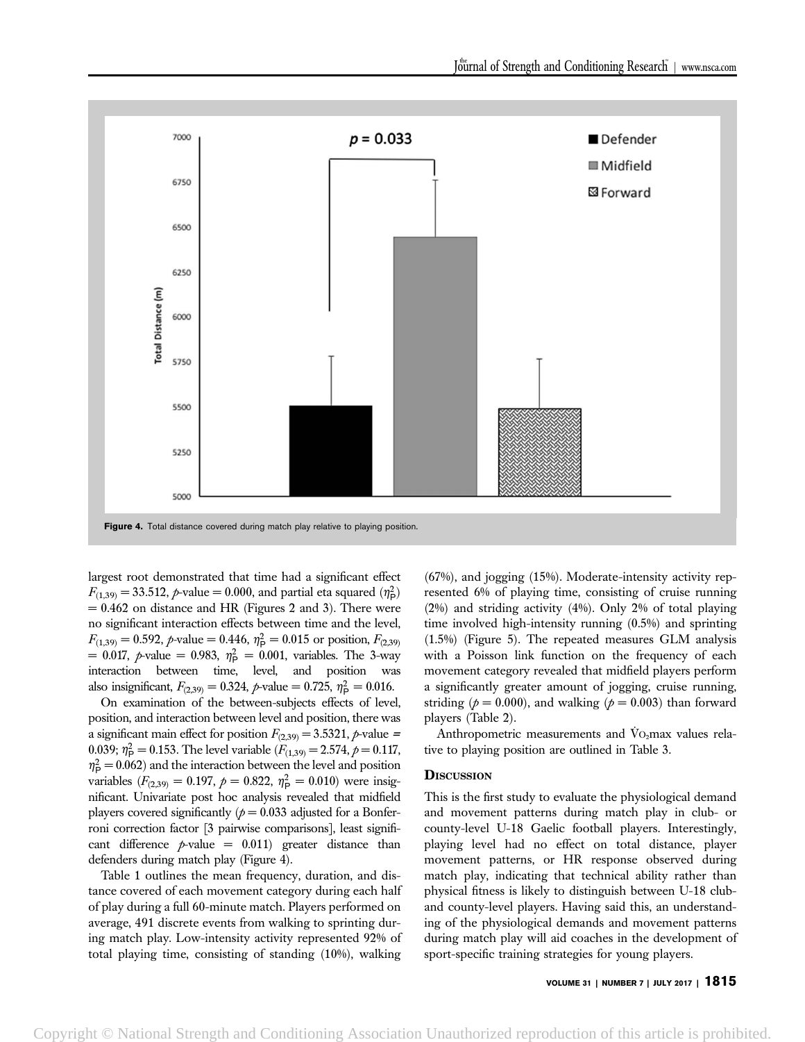Figure 4. Total distance covered during match play relative to playing position.

largest root demonstrated that time had a significant effect $F_{(1,39)} = 33.512$, $p$-value = 0.000, and partial eta squared ($\eta^2_P$) = 0.462 on distance and HR (Figures 2 and 3). There were no significant interaction effects between time and the level, $F_{(1,39)} = 0.592$, $p$-value = 0.446, $\eta^2_P = 0.015$ or position, $F_{(2,39)} = 0.017$, $p$-value = 0.983, $\eta^2_P = 0.001$, variables. The 3-way interaction between time, level, and position was also insignificant, $F_{(2,39)} = 0.324$, $p$-value = 0.725, $\eta^2_P = 0.016$.

On examination of the between-subjects effects of level, position, and interaction between level and position, there was a significant main effect for position $F_{(2,39)} = 3.5321$, $p$-value = 0.039; $\eta^2_P = 0.153$. The level variable ($F_{(1,39)} = 2.574$, $p = 0.117$, $\eta^2_P = 0.062$) and the interaction between the level and position variables ($F_{(2,39)} = 0.197$, $p = 0.822$, $\eta^2_P = 0.010$) were insignificant. Univariate post hoc analysis revealed that midfield players covered significantly ($p = 0.033$ adjusted for a Bonferroni correction factor [3 pairwise comparisons], least significant difference $p$-value = 0.011) greater distance than defenders during match play (Figure 4).

Table 1 outlines the mean frequency, duration, and distance covered of each movement category during each half of play during a full 60-minute match. Players performed on average, 491 discrete events from walking to sprinting during match play. Low-intensity activity represented 92% of total playing time, consisting of standing (10%), walking (67%), and jogging (15%). Moderate-intensity activity represented 6% of playing time, consisting of cruise running (2%) and striding activity (4%). Only 2% of total playing time involved high-intensity running (0.5%) and sprinting (1.5%) (Figure 5). The repeated measures GLM analysis with a Poisson link function on the frequency of each movement category revealed that midfield players perform a significantly greater amount of jogging, cruise running, striding ($p = 0.000$), and walking ($p = 0.003$) than forward players (Table 2).

Anthropometric measurements and $\dot{V}O_2$max values relative to playing position are outlined in Table 3.

## Discussion

This is the first study to evaluate the physiological demand and movement patterns during match play in club- or county-level U-18 Gaelic football players. Interestingly, playing level had no effect on total distance, player movement patterns, or HR response observed during match play, indicating that technical ability rather than physical fitness is likely to distinguish between U-18 club- and county-level players. Having said this, an understanding of the physiological demands and movement patterns during match play will aid coaches in the development of sport-specific training strategies for young players.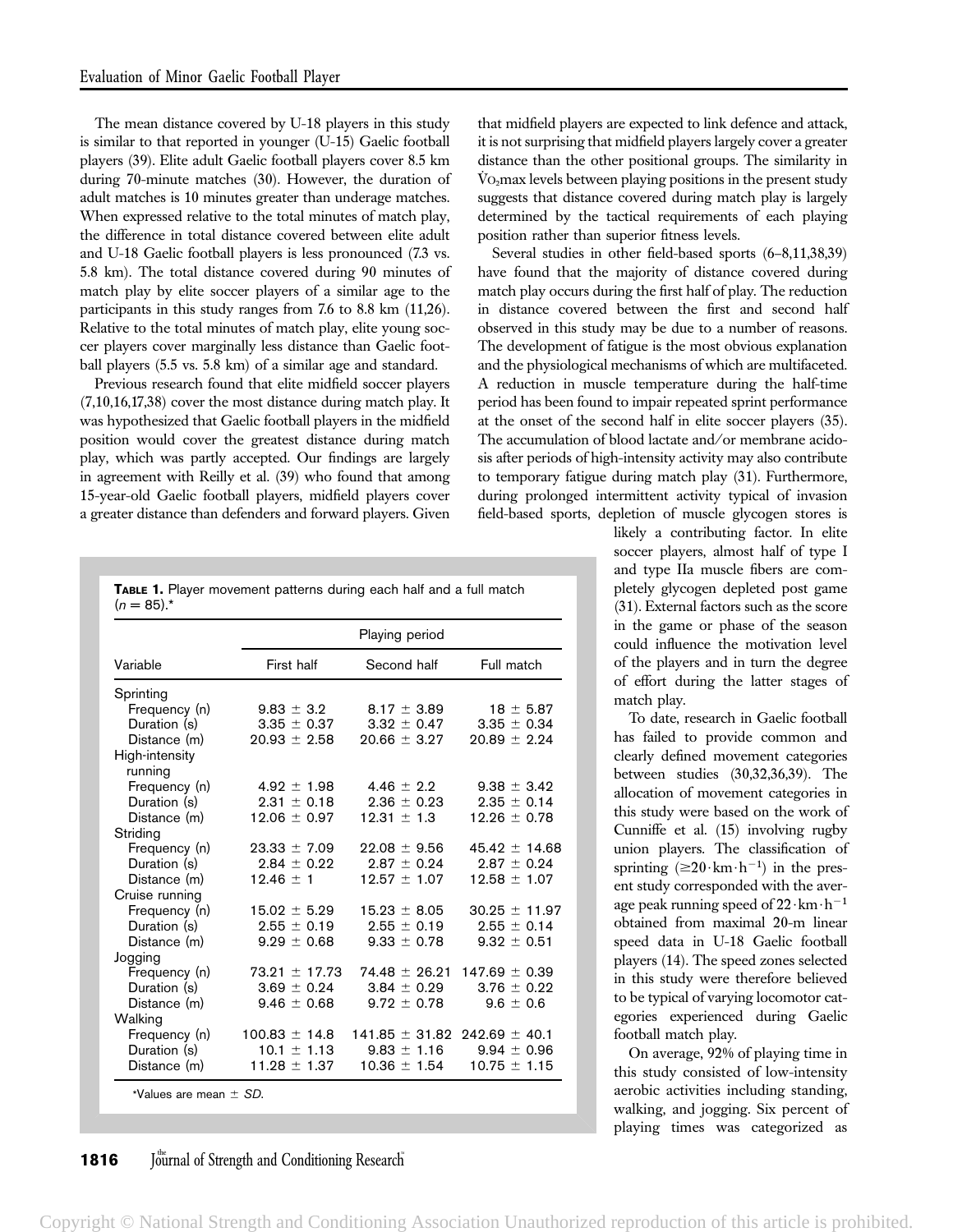The mean distance covered by U-18 players in this study is similar to that reported in younger (U-15) Gaelic football players (39). Elite adult Gaelic football players cover 8.5 km during 70-minute matches (30). However, the duration of adult matches is 10 minutes greater than underage matches. When expressed relative to the total minutes of match play, the difference in total distance covered between elite adult and U-18 Gaelic football players is less pronounced (7.3 vs. 5.8 km). The total distance covered during 90 minutes of match play by elite soccer players of a similar age to the participants in this study ranges from 7.6 to 8.8 km (11,26). Relative to the total minutes of match play, elite young soccer players cover marginally less distance than Gaelic football players (5.5 vs. 5.8 km) of a similar age and standard.

Previous research found that elite midfield soccer players (7,10,16,17,38) cover the most distance during match play. It was hypothesized that Gaelic football players in the midfield position would cover the greatest distance during match play, which was partly accepted. Our findings are largely in agreement with Reilly et al. (39) who found that among 15-year-old Gaelic football players, midfield players cover a greater distance than defenders and forward players. Given that midfield players are expected to link defence and attack, it is not surprising that midfield players largely cover a greater distance than the other positional groups. The similarity in $\dot{V}O_2$max levels between playing positions in the present study suggests that distance covered during match play is largely determined by the tactical requirements of each playing position rather than superior fitness levels.

Several studies in other field-based sports (6–8,11,38,39) have found that the majority of distance covered during match play occurs during the first half of play. The reduction in distance covered between the first and second half observed in this study may be due to a number of reasons. The development of fatigue is the most obvious explanation and the physiological mechanisms of which are multifaceted. A reduction in muscle temperature during the half-time period has been found to impair repeated sprint performance at the onset of the second half in elite soccer players (35). The accumulation of blood lactate and/or membrane acidosis after periods of high-intensity activity may also contribute to temporary fatigue during match play (31). Furthermore, during prolonged intermittent activity typical of invasion field-based sports, depletion of muscle glycogen stores is likely a contributing factor. In elite soccer players, almost half of type I and type IIa muscle fibers are completely glycogen depleted post game (31). External factors such as the score in the game or phase of the season could influence the motivation level of the players and in turn the degree of effort during the latter stages of match play.

**TABLE 1.** Player movement patterns during each half and a full match ($n$ = 85).*

| Variable | Playing period | | |
|---|---|---|---|
| | First half | Second half | Full match |
| Sprinting | | | |
| Frequency (n) | 9.83 ± 3.2 | 8.17 ± 3.89 | 18 ± 5.87 |
| Duration (s) | 3.35 ± 0.37 | 3.32 ± 0.47 | 3.35 ± 0.34 |
| Distance (m) | 20.93 ± 2.58 | 20.66 ± 3.27 | 20.89 ± 2.24 |
| High-intensity running | | | |
| Frequency (n) | 4.92 ± 1.98 | 4.46 ± 2.2 | 9.38 ± 3.42 |
| Duration (s) | 2.31 ± 0.18 | 2.36 ± 0.23 | 2.35 ± 0.14 |
| Distance (m) | 12.06 ± 0.97 | 12.31 ± 1.3 | 12.26 ± 0.78 |
| Striding | | | |
| Frequency (n) | 23.33 ± 7.09 | 22.08 ± 9.56 | 45.42 ± 14.68 |
| Duration (s) | 2.84 ± 0.22 | 2.87 ± 0.24 | 2.87 ± 0.24 |
| Distance (m) | 12.46 ± 1 | 12.57 ± 1.07 | 12.58 ± 1.07 |
| Cruise running | | | |
| Frequency (n) | 15.02 ± 5.29 | 15.23 ± 8.05 | 30.25 ± 11.97 |
| Duration (s) | 2.55 ± 0.19 | 2.55 ± 0.19 | 2.55 ± 0.14 |
| Distance (m) | 9.29 ± 0.68 | 9.33 ± 0.78 | 9.32 ± 0.51 |
| Jogging | | | |
| Frequency (n) | 73.21 ± 17.73 | 74.48 ± 26.21 | 147.69 ± 0.39 |
| Duration (s) | 3.69 ± 0.24 | 3.84 ± 0.29 | 3.76 ± 0.22 |
| Distance (m) | 9.46 ± 0.68 | 9.72 ± 0.78 | 9.6 ± 0.6 |
| Walking | | | |
| Frequency (n) | 100.83 ± 14.8 | 141.85 ± 31.82 | 242.69 ± 40.1 |
| Duration (s) | 10.1 ± 1.13 | 9.83 ± 1.16 | 9.94 ± 0.96 |
| Distance (m) | 11.28 ± 1.37 | 10.36 ± 1.54 | 10.75 ± 1.15 |

*Values are mean ± *SD*.

To date, research in Gaelic football has failed to provide common and clearly defined movement categories between studies (30,32,36,39). The allocation of movement categories in this study were based on the work of Cunniffe et al. (15) involving rugby union players. The classification of sprinting ($\geq 20 \cdot \text{km} \cdot \text{h}^{-1}$) in the present study corresponded with the average peak running speed of $22 \cdot \text{km} \cdot \text{h}^{-1}$ obtained from maximal 20-m linear speed data in U-18 Gaelic football players (14). The speed zones selected in this study were therefore believed to be typical of varying locomotor categories experienced during Gaelic football match play.

On average, 92% of playing time in this study consisted of low-intensity aerobic activities including standing, walking, and jogging. Six percent of playing times was categorized as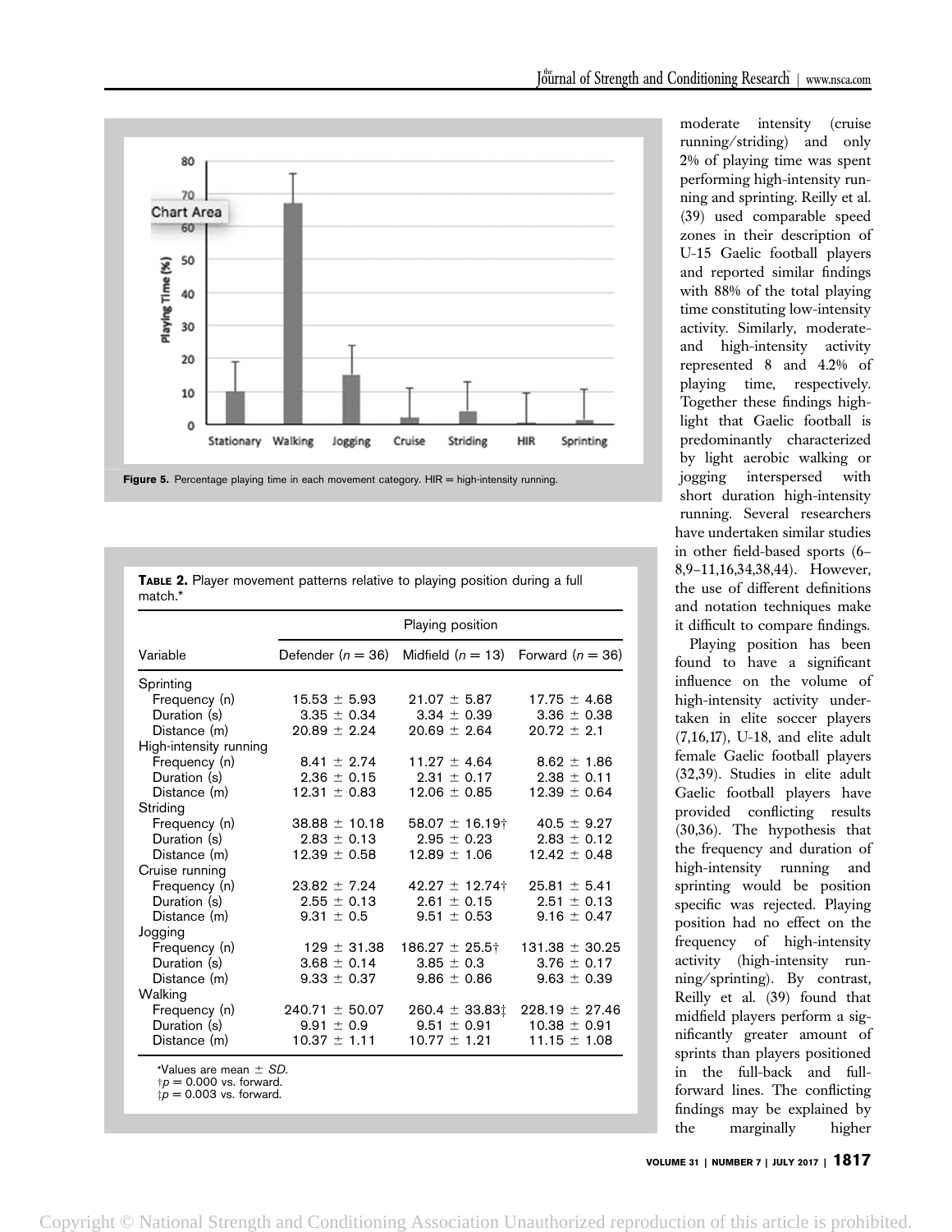Figure 5. Percentage playing time in each movement category. HIR = high-intensity running.

**Table 2.** Player movement patterns relative to playing position during a full match.*

| Variable | Defender (n = 36) | Midfield (n = 13) | Forward (n = 36) |
|---|---|---|---|
| Sprinting | | | |
| Frequency (n) | 15.53 ± 5.93 | 21.07 ± 5.87 | 17.75 ± 4.68 |
| Duration (s) | 3.35 ± 0.34 | 3.34 ± 0.39 | 3.36 ± 0.38 |
| Distance (m) | 20.89 ± 2.24 | 20.69 ± 2.64 | 20.72 ± 2.1 |
| High-intensity running | | | |
| Frequency (n) | 8.41 ± 2.74 | 11.27 ± 4.64 | 8.62 ± 1.86 |
| Duration (s) | 2.36 ± 0.15 | 2.31 ± 0.17 | 2.38 ± 0.11 |
| Distance (m) | 12.31 ± 0.83 | 12.06 ± 0.85 | 12.39 ± 0.64 |
| Striding | | | |
| Frequency (n) | 38.88 ± 10.18 | 58.07 ± 16.19† | 40.5 ± 9.27 |
| Duration (s) | 2.83 ± 0.13 | 2.95 ± 0.23 | 2.83 ± 0.12 |
| Distance (m) | 12.39 ± 0.58 | 12.89 ± 1.06 | 12.42 ± 0.48 |
| Cruise running | | | |
| Frequency (n) | 23.82 ± 7.24 | 42.27 ± 12.74† | 25.81 ± 5.41 |
| Duration (s) | 2.55 ± 0.13 | 2.61 ± 0.15 | 2.51 ± 0.13 |
| Distance (m) | 9.31 ± 0.5 | 9.51 ± 0.53 | 9.16 ± 0.47 |
| Jogging | | | |
| Frequency (n) | 129 ± 31.38 | 186.27 ± 25.5† | 131.38 ± 30.25 |
| Duration (s) | 3.68 ± 0.14 | 3.85 ± 0.3 | 3.76 ± 0.17 |
| Distance (m) | 9.33 ± 0.37 | 9.86 ± 0.86 | 9.63 ± 0.39 |
| Walking | | | |
| Frequency (n) | 240.71 ± 50.07 | 260.4 ± 33.83‡ | 228.19 ± 27.46 |
| Duration (s) | 9.91 ± 0.9 | 9.51 ± 0.91 | 10.38 ± 0.91 |
| Distance (m) | 10.37 ± 1.11 | 10.77 ± 1.21 | 11.15 ± 1.08 |

*Values are mean ± SD.
†$p = 0.000$ vs. forward.
‡$p = 0.003$ vs. forward.

moderate intensity (cruise running/striding) and only 2% of playing time was spent performing high-intensity running and sprinting. Reilly et al. (39) used comparable speed zones in their description of U-15 Gaelic football players and reported similar findings with 88% of the total playing time constituting low-intensity activity. Similarly, moderate- and high-intensity activity represented 8 and 4.2% of playing time, respectively. Together these findings highlight that Gaelic football is predominantly characterized by light aerobic walking or jogging interspersed with short duration high-intensity running. Several researchers have undertaken similar studies in other field-based sports (6–8,9–11,16,34,38,44). However, the use of different definitions and notation techniques make it difficult to compare findings.

Playing position has been found to have a significant influence on the volume of high-intensity activity undertaken in elite soccer players (7,16,17), U-18, and elite adult female Gaelic football players (32,39). Studies in elite adult Gaelic football players have provided conflicting results (30,36). The hypothesis that the frequency and duration of high-intensity running and sprinting would be position specific was rejected. Playing position had no effect on the frequency of high-intensity activity (high-intensity running/sprinting). By contrast, Reilly et al. (39) found that midfield players perform a significantly greater amount of sprints than players positioned in the full-back and full-forward lines. The conflicting findings may be explained by the marginally higher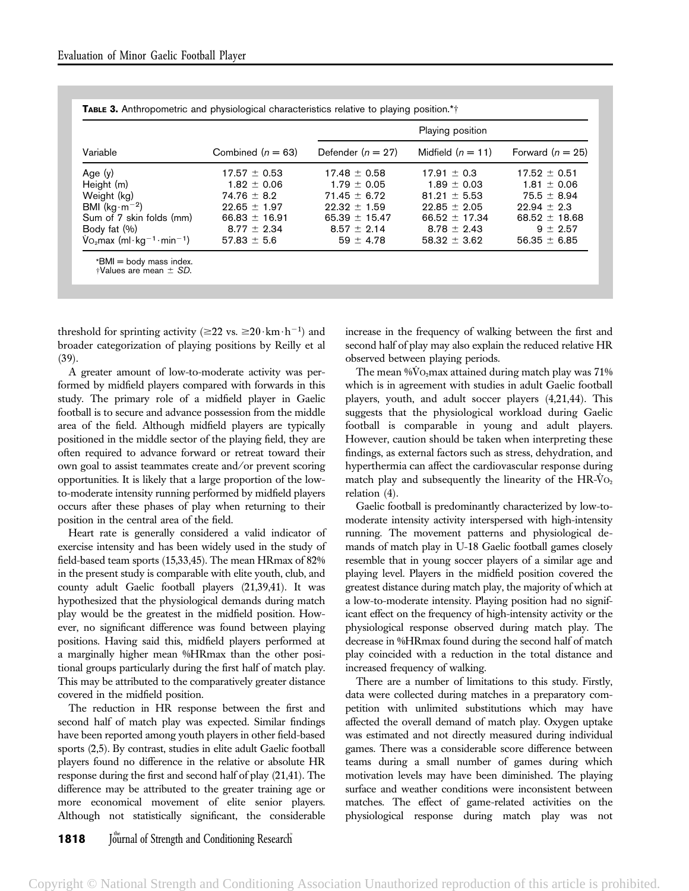**TABLE 3.** Anthropometric and physiological characteristics relative to playing position.*†

| Variable | Combined ($n = 63$) | Playing position | | |
|---|---|---|---|---|
| | | Defender ($n = 27$) | Midfield ($n = 11$) | Forward ($n = 25$) |
| Age (y) | 17.57 ± 0.53 | 17.48 ± 0.58 | 17.91 ± 0.3 | 17.52 ± 0.51 |
| Height (m) | 1.82 ± 0.06 | 1.79 ± 0.05 | 1.89 ± 0.03 | 1.81 ± 0.06 |
| Weight (kg) | 74.76 ± 8.2 | 71.45 ± 6.72 | 81.21 ± 5.53 | 75.5 ± 8.94 |
| BMI ($kg \cdot m^{-2}$) | 22.65 ± 1.97 | 22.32 ± 1.59 | 22.85 ± 2.05 | 22.94 ± 2.3 |
| Sum of 7 skin folds (mm) | 66.83 ± 16.91 | 65.39 ± 15.47 | 66.52 ± 17.34 | 68.52 ± 18.68 |
| Body fat (%) | 8.77 ± 2.34 | 8.57 ± 2.14 | 8.78 ± 2.43 | 9 ± 2.57 |
| $\dot{V}O_2max$ ($ml \cdot kg^{-1} \cdot min^{-1}$) | 57.83 ± 5.6 | 59 ± 4.78 | 58.32 ± 3.62 | 56.35 ± 6.85 |

*BMI = body mass index.
†Values are mean ± *SD*.

threshold for sprinting activity ($\geq 22$ vs. $\geq 20 \cdot km \cdot h^{-1}$) and broader categorization of playing positions by Reilly et al (39).

A greater amount of low-to-moderate activity was performed by midfield players compared with forwards in this study. The primary role of a midfield player in Gaelic football is to secure and advance possession from the middle area of the field. Although midfield players are typically positioned in the middle sector of the playing field, they are often required to advance forward or retreat toward their own goal to assist teammates create and/or prevent scoring opportunities. It is likely that a large proportion of the low-to-moderate intensity running performed by midfield players occurs after these phases of play when returning to their position in the central area of the field.

Heart rate is generally considered a valid indicator of exercise intensity and has been widely used in the study of field-based team sports (15,33,45). The mean HRmax of 82% in the present study is comparable with elite youth, club, and county adult Gaelic football players (21,39,41). It was hypothesized that the physiological demands during match play would be the greatest in the midfield position. However, no significant difference was found between playing positions. Having said this, midfield players performed at a marginally higher mean %HRmax than the other positional groups particularly during the first half of match play. This may be attributed to the comparatively greater distance covered in the midfield position.

The reduction in HR response between the first and second half of match play was expected. Similar findings have been reported among youth players in other field-based sports (2,5). By contrast, studies in elite adult Gaelic football players found no difference in the relative or absolute HR response during the first and second half of play (21,41). The difference may be attributed to the greater training age or more economical movement of elite senior players. Although not statistically significant, the considerable increase in the frequency of walking between the first and second half of play may also explain the reduced relative HR observed between playing periods.

The mean %$\dot{V}O_2max$ attained during match play was 71% which is in agreement with studies in adult Gaelic football players, youth, and adult soccer players (4,21,44). This suggests that the physiological workload during Gaelic football is comparable in young and adult players. However, caution should be taken when interpreting these findings, as external factors such as stress, dehydration, and hyperthermia can affect the cardiovascular response during match play and subsequently the linearity of the HR-$\dot{V}O_2$ relation (4).

Gaelic football is predominantly characterized by low-to-moderate intensity activity interspersed with high-intensity running. The movement patterns and physiological demands of match play in U-18 Gaelic football games closely resemble that in young soccer players of a similar age and playing level. Players in the midfield position covered the greatest distance during match play, the majority of which at a low-to-moderate intensity. Playing position had no significant effect on the frequency of high-intensity activity or the physiological response observed during match play. The decrease in %HRmax found during the second half of match play coincided with a reduction in the total distance and increased frequency of walking.

There are a number of limitations to this study. Firstly, data were collected during matches in a preparatory competition with unlimited substitutions which may have affected the overall demand of match play. Oxygen uptake was estimated and not directly measured during individual games. There was a considerable score difference between teams during a small number of games during which motivation levels may have been diminished. The playing surface and weather conditions were inconsistent between matches. The effect of game-related activities on the physiological response during match play was not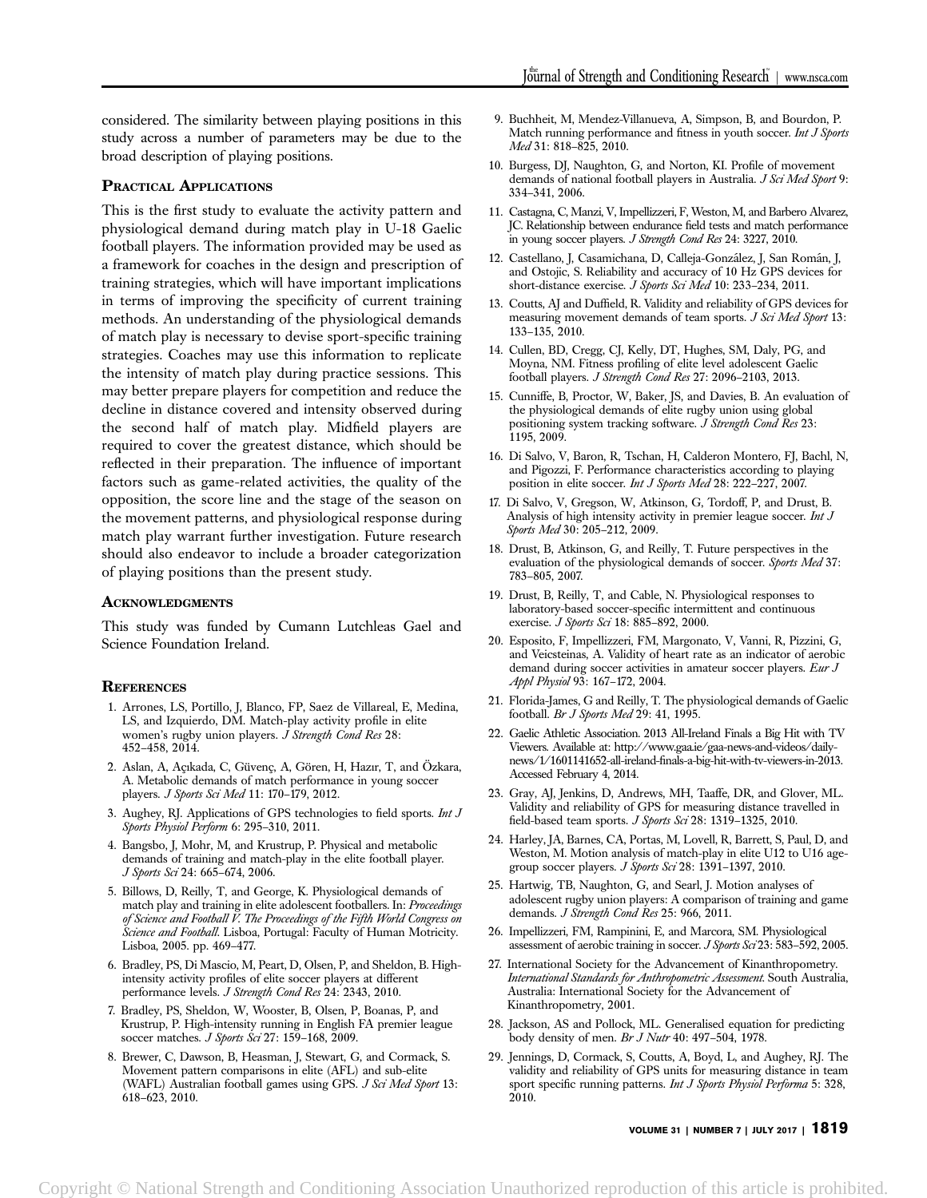considered. The similarity between playing positions in this study across a number of parameters may be due to the broad description of playing positions.

## Practical Applications

This is the first study to evaluate the activity pattern and physiological demand during match play in U-18 Gaelic football players. The information provided may be used as a framework for coaches in the design and prescription of training strategies, which will have important implications in terms of improving the specificity of current training methods. An understanding of the physiological demands of match play is necessary to devise sport-specific training strategies. Coaches may use this information to replicate the intensity of match play during practice sessions. This may better prepare players for competition and reduce the decline in distance covered and intensity observed during the second half of match play. Midfield players are required to cover the greatest distance, which should be reflected in their preparation. The influence of important factors such as game-related activities, the quality of the opposition, the score line and the stage of the season on the movement patterns, and physiological response during match play warrant further investigation. Future research should also endeavor to include a broader categorization of playing positions than the present study.

## Acknowledgments

This study was funded by Cumann Lutchleas Gael and Science Foundation Ireland.

## References

1. Arrones, LS, Portillo, J, Blanco, FP, Saez de Villareal, E, Medina, LS, and Izquierdo, DM. Match-play activity profile in elite women's rugby union players. *J Strength Cond Res* 28: 452–458, 2014.
2. Aslan, A, Açıkada, C, Güvenç, A, Gören, H, Hazır, T, and Özkara, A. Metabolic demands of match performance in young soccer players. *J Sports Sci Med* 11: 170–179, 2012.
3. Aughey, RJ. Applications of GPS technologies to field sports. *Int J Sports Physiol Perform* 6: 295–310, 2011.
4. Bangsbo, J, Mohr, M, and Krustrup, P. Physical and metabolic demands of training and match-play in the elite football player. *J Sports Sci* 24: 665–674, 2006.
5. Billows, D, Reilly, T, and George, K. Physiological demands of match play and training in elite adolescent footballers. In: *Proceedings of Science and Football V. The Proceedings of the Fifth World Congress on Science and Football*. Lisboa, Portugal: Faculty of Human Motricity. Lisboa, 2005. pp. 469–477.
6. Bradley, PS, Di Mascio, M, Peart, D, Olsen, P, and Sheldon, B. High-intensity activity profiles of elite soccer players at different performance levels. *J Strength Cond Res* 24: 2343, 2010.
7. Bradley, PS, Sheldon, W, Wooster, B, Olsen, P, Boanas, P, and Krustrup, P. High-intensity running in English FA premier league soccer matches. *J Sports Sci* 27: 159–168, 2009.
8. Brewer, C, Dawson, B, Heasman, J, Stewart, G, and Cormack, S. Movement pattern comparisons in elite (AFL) and sub-elite (WAFL) Australian football games using GPS. *J Sci Med Sport* 13: 618–623, 2010.
9. Buchheit, M, Mendez-Villanueva, A, Simpson, B, and Bourdon, P. Match running performance and fitness in youth soccer. *Int J Sports Med* 31: 818–825, 2010.
10. Burgess, DJ, Naughton, G, and Norton, KI. Profile of movement demands of national football players in Australia. *J Sci Med Sport* 9: 334–341, 2006.
11. Castagna, C, Manzi, V, Impellizzeri, F, Weston, M, and Barbero Alvarez, JC. Relationship between endurance field tests and match performance in young soccer players. *J Strength Cond Res* 24: 3227, 2010.
12. Castellano, J, Casamichana, D, Calleja-González, J, San Román, J, and Ostojic, S. Reliability and accuracy of 10 Hz GPS devices for short-distance exercise. *J Sports Sci Med* 10: 233–234, 2011.
13. Coutts, AJ and Duffield, R. Validity and reliability of GPS devices for measuring movement demands of team sports. *J Sci Med Sport* 13: 133–135, 2010.
14. Cullen, BD, Cregg, CJ, Kelly, DT, Hughes, SM, Daly, PG, and Moyna, NM. Fitness profiling of elite level adolescent Gaelic football players. *J Strength Cond Res* 27: 2096–2103, 2013.
15. Cunniffe, B, Proctor, W, Baker, JS, and Davies, B. An evaluation of the physiological demands of elite rugby union using global positioning system tracking software. *J Strength Cond Res* 23: 1195, 2009.
16. Di Salvo, V, Baron, R, Tschan, H, Calderon Montero, FJ, Bachl, N, and Pigozzi, F. Performance characteristics according to playing position in elite soccer. *Int J Sports Med* 28: 222–227, 2007.
17. Di Salvo, V, Gregson, W, Atkinson, G, Tordoff, P, and Drust, B. Analysis of high intensity activity in premier league soccer. *Int J Sports Med* 30: 205–212, 2009.
18. Drust, B, Atkinson, G, and Reilly, T. Future perspectives in the evaluation of the physiological demands of soccer. *Sports Med* 37: 783–805, 2007.
19. Drust, B, Reilly, T, and Cable, N. Physiological responses to laboratory-based soccer-specific intermittent and continuous exercise. *J Sports Sci* 18: 885–892, 2000.
20. Esposito, F, Impellizzeri, FM, Margonato, V, Vanni, R, Pizzini, G, and Veicsteinas, A. Validity of heart rate as an indicator of aerobic demand during soccer activities in amateur soccer players. *Eur J Appl Physiol* 93: 167–172, 2004.
21. Florida-James, G and Reilly, T. The physiological demands of Gaelic football. *Br J Sports Med* 29: 41, 1995.
22. Gaelic Athletic Association. 2013 All-Ireland Finals a Big Hit with TV Viewers. Available at: http://www.gaa.ie/gaa-news-and-videos/daily-news/1/1601141652-all-ireland-finals-a-big-hit-with-tv-viewers-in-2013. Accessed February 4, 2014.
23. Gray, AJ, Jenkins, D, Andrews, MH, Taaffe, DR, and Glover, ML. Validity and reliability of GPS for measuring distance travelled in field-based team sports. *J Sports Sci* 28: 1319–1325, 2010.
24. Harley, JA, Barnes, CA, Portas, M, Lovell, R, Barrett, S, Paul, D, and Weston, M. Motion analysis of match-play in elite U12 to U16 age-group soccer players. *J Sports Sci* 28: 1391–1397, 2010.
25. Hartwig, TB, Naughton, G, and Searl, J. Motion analyses of adolescent rugby union players: A comparison of training and game demands. *J Strength Cond Res* 25: 966, 2011.
26. Impellizzeri, FM, Rampinini, E, and Marcora, SM. Physiological assessment of aerobic training in soccer. *J Sports Sci* 23: 583–592, 2005.
27. International Society for the Advancement of Kinanthropometry. *International Standards for Anthropometric Assessment*. South Australia, Australia: International Society for the Advancement of Kinanthropometry, 2001.
28. Jackson, AS and Pollock, ML. Generalised equation for predicting body density of men. *Br J Nutr* 40: 497–504, 1978.
29. Jennings, D, Cormack, S, Coutts, A, Boyd, L, and Aughey, RJ. The validity and reliability of GPS units for measuring distance in team sport specific running patterns. *Int J Sports Physiol Performa* 5: 328, 2010.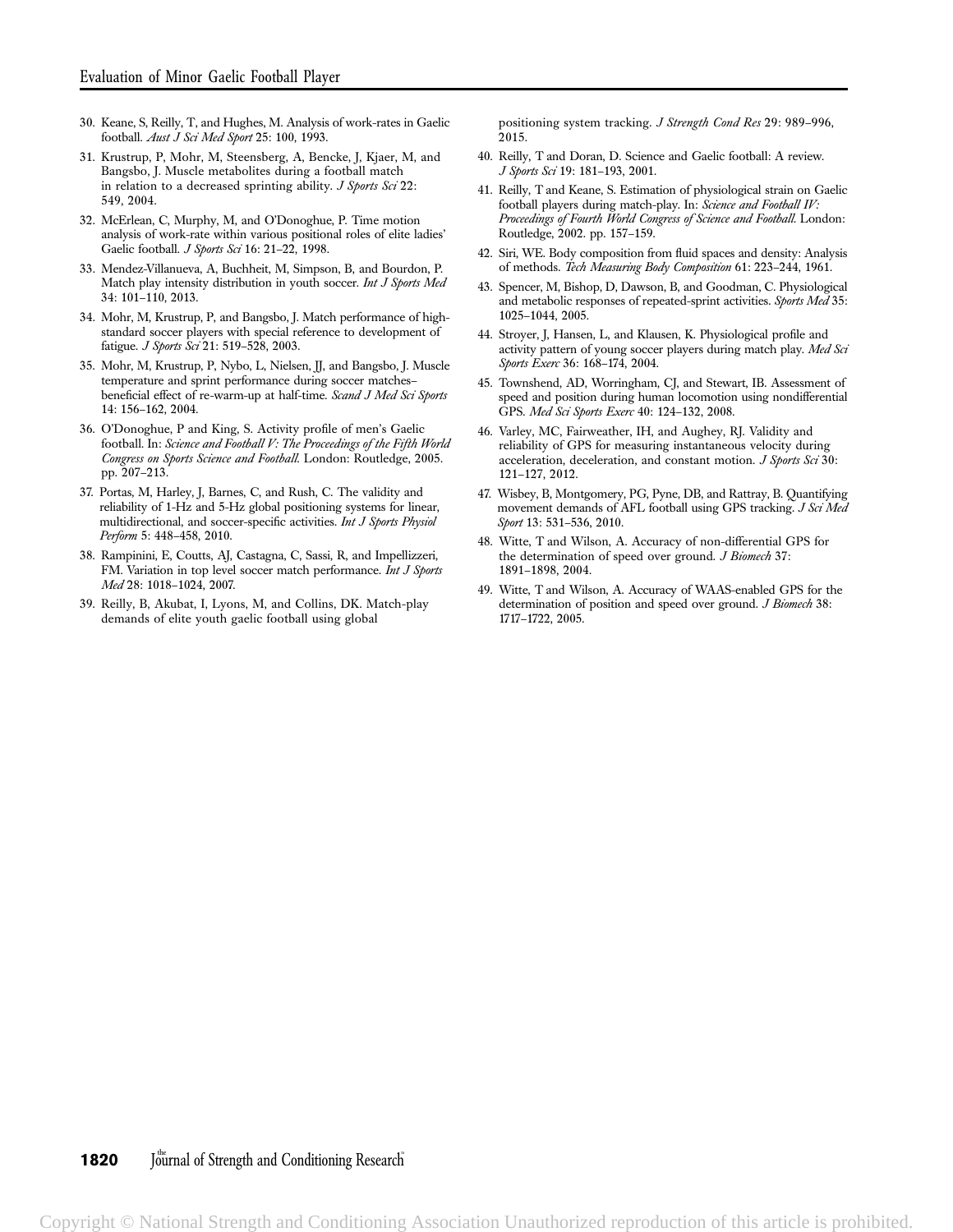30. Keane, S, Reilly, T, and Hughes, M. Analysis of work-rates in Gaelic football. *Aust J Sci Med Sport* 25: 100, 1993.
31. Krustrup, P, Mohr, M, Steensberg, A, Bencke, J, Kjaer, M, and Bangsbo, J. Muscle metabolites during a football match in relation to a decreased sprinting ability. *J Sports Sci* 22: 549, 2004.
32. McErlean, C, Murphy, M, and O'Donoghue, P. Time motion analysis of work-rate within various positional roles of elite ladies' Gaelic football. *J Sports Sci* 16: 21–22, 1998.
33. Mendez-Villanueva, A, Buchheit, M, Simpson, B, and Bourdon, P. Match play intensity distribution in youth soccer. *Int J Sports Med* 34: 101–110, 2013.
34. Mohr, M, Krustrup, P, and Bangsbo, J. Match performance of high-standard soccer players with special reference to development of fatigue. *J Sports Sci* 21: 519–528, 2003.
35. Mohr, M, Krustrup, P, Nybo, L, Nielsen, JJ, and Bangsbo, J. Muscle temperature and sprint performance during soccer matches–beneficial effect of re-warm-up at half-time. *Scand J Med Sci Sports* 14: 156–162, 2004.
36. O'Donoghue, P and King, S. Activity profile of men's Gaelic football. In: *Science and Football V: The Proceedings of the Fifth World Congress on Sports Science and Football*. London: Routledge, 2005. pp. 207–213.
37. Portas, M, Harley, J, Barnes, C, and Rush, C. The validity and reliability of 1-Hz and 5-Hz global positioning systems for linear, multidirectional, and soccer-specific activities. *Int J Sports Physiol Perform* 5: 448–458, 2010.
38. Rampinini, E, Coutts, AJ, Castagna, C, Sassi, R, and Impellizzeri, FM. Variation in top level soccer match performance. *Int J Sports Med* 28: 1018–1024, 2007.
39. Reilly, B, Akubat, I, Lyons, M, and Collins, DK. Match-play demands of elite youth gaelic football using global positioning system tracking. *J Strength Cond Res* 29: 989–996, 2015.
40. Reilly, T and Doran, D. Science and Gaelic football: A review. *J Sports Sci* 19: 181–193, 2001.
41. Reilly, T and Keane, S. Estimation of physiological strain on Gaelic football players during match-play. In: *Science and Football IV: Proceedings of Fourth World Congress of Science and Football*. London: Routledge, 2002. pp. 157–159.
42. Siri, WE. Body composition from fluid spaces and density: Analysis of methods. *Tech Measuring Body Composition* 61: 223–244, 1961.
43. Spencer, M, Bishop, D, Dawson, B, and Goodman, C. Physiological and metabolic responses of repeated-sprint activities. *Sports Med* 35: 1025–1044, 2005.
44. Stroyer, J, Hansen, L, and Klausen, K. Physiological profile and activity pattern of young soccer players during match play. *Med Sci Sports Exerc* 36: 168–174, 2004.
45. Townshend, AD, Worringham, CJ, and Stewart, IB. Assessment of speed and position during human locomotion using nondifferential GPS. *Med Sci Sports Exerc* 40: 124–132, 2008.
46. Varley, MC, Fairweather, IH, and Aughey, RJ. Validity and reliability of GPS for measuring instantaneous velocity during acceleration, deceleration, and constant motion. *J Sports Sci* 30: 121–127, 2012.
47. Wisbey, B, Montgomery, PG, Pyne, DB, and Rattray, B. Quantifying movement demands of AFL football using GPS tracking. *J Sci Med Sport* 13: 531–536, 2010.
48. Witte, T and Wilson, A. Accuracy of non-differential GPS for the determination of speed over ground. *J Biomech* 37: 1891–1898, 2004.
49. Witte, T and Wilson, A. Accuracy of WAAS-enabled GPS for the determination of position and speed over ground. *J Biomech* 38: 1717–1722, 2005.